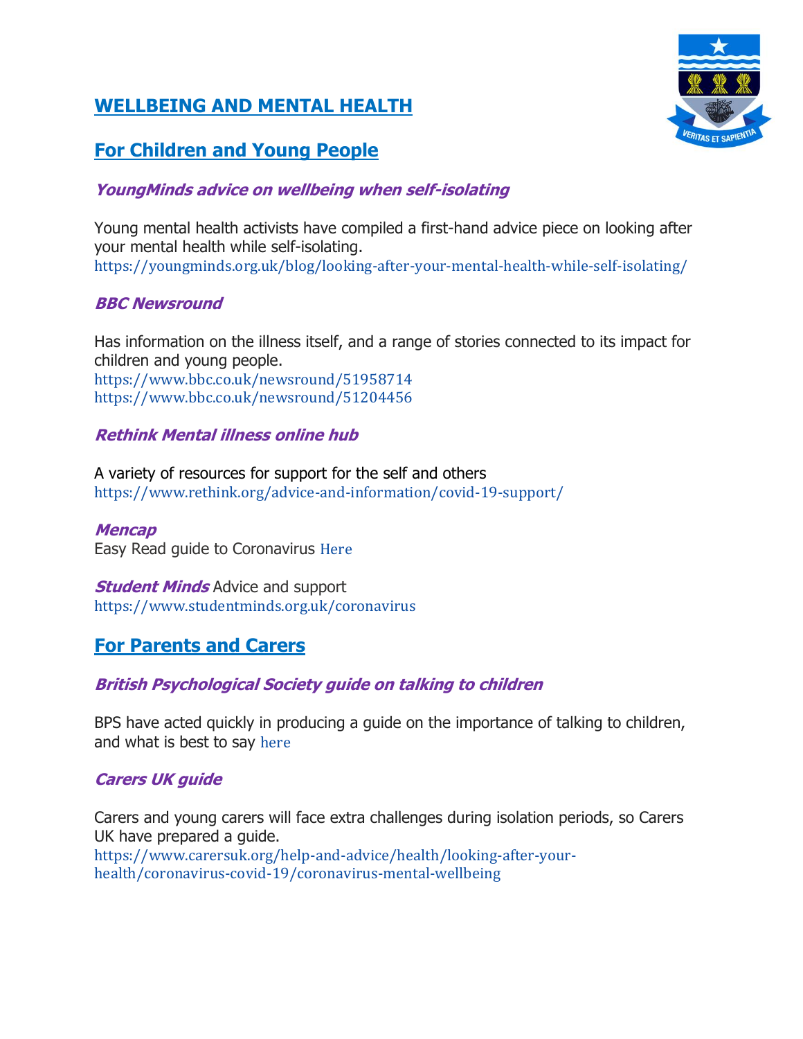# WELLBEING AND MENTAL HEALTH

## For Children and Young People

### *YoungMinds advice on wellbeing when self-isolating*

Young mental health activists have compiled a first-hand advice piece on looking after your mental health while self-isolating.
https://youngminds.org.uk/blog/looking-after-your-mental-health-while-self-isolating/

### *BBC Newsround*

Has information on the illness itself, and a range of stories connected to its impact for children and young people.
https://www.bbc.co.uk/newsround/51958714
https://www.bbc.co.uk/newsround/51204456

### *Rethink Mental illness online hub*

A variety of resources for support for the self and others
https://www.rethink.org/advice-and-information/covid-19-support/

***Mencap***
Easy Read guide to Coronavirus Here

***Student Minds*** Advice and support
https://www.studentminds.org.uk/coronavirus

## For Parents and Carers

### *British Psychological Society guide on talking to children*

BPS have acted quickly in producing a guide on the importance of talking to children, and what is best to say here

### *Carers UK guide*

Carers and young carers will face extra challenges during isolation periods, so Carers UK have prepared a guide.
https://www.carersuk.org/help-and-advice/health/looking-after-your-health/coronavirus-covid-19/coronavirus-mental-wellbeing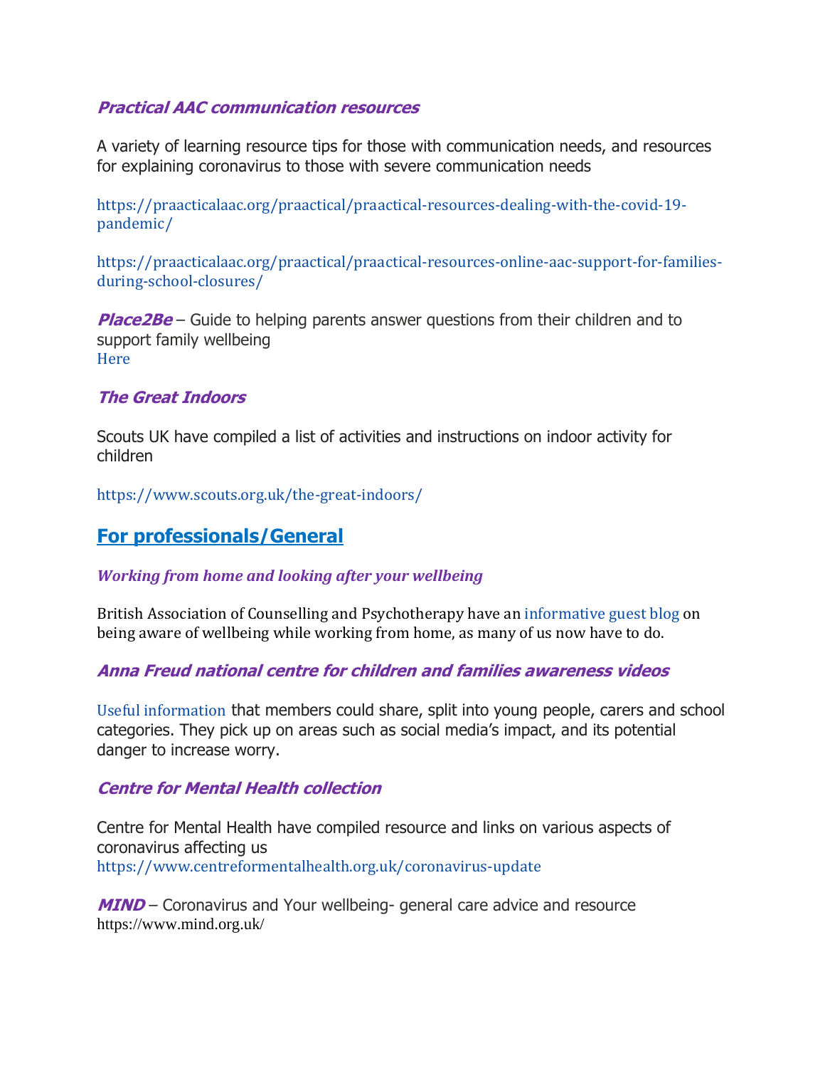### *Practical AAC communication resources*

A variety of learning resource tips for those with communication needs, and resources for explaining coronavirus to those with severe communication needs

https://praacticalaac.org/praactical/praactical-resources-dealing-with-the-covid-19-pandemic/

https://praacticalaac.org/praactical/praactical-resources-online-aac-support-for-families-during-school-closures/

***Place2Be*** – Guide to helping parents answer questions from their children and to support family wellbeing
Here

### *The Great Indoors*

Scouts UK have compiled a list of activities and instructions on indoor activity for children

https://www.scouts.org.uk/the-great-indoors/

## For professionals/General

### *Working from home and looking after your wellbeing*

British Association of Counselling and Psychotherapy have an informative guest blog on being aware of wellbeing while working from home, as many of us now have to do.

### *Anna Freud national centre for children and families awareness videos*

Useful information that members could share, split into young people, carers and school categories. They pick up on areas such as social media's impact, and its potential danger to increase worry.

### *Centre for Mental Health collection*

Centre for Mental Health have compiled resource and links on various aspects of coronavirus affecting us
https://www.centreformentalhealth.org.uk/coronavirus-update

***MIND*** – Coronavirus and Your wellbeing- general care advice and resource
https://www.mind.org.uk/